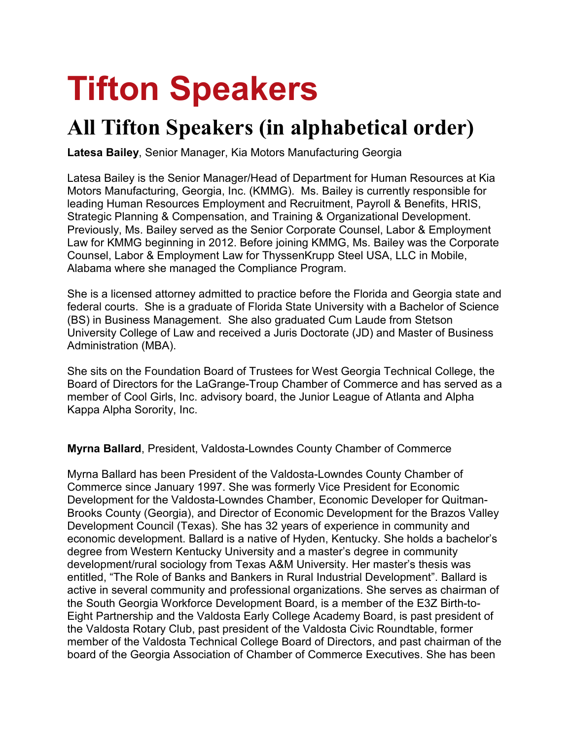# Tifton Speakers

## All Tifton Speakers (in alphabetical order)

**Latesa Bailey**, Senior Manager, Kia Motors Manufacturing Georgia

Latesa Bailey is the Senior Manager/Head of Department for Human Resources at Kia Motors Manufacturing, Georgia, Inc. (KMMG). Ms. Bailey is currently responsible for leading Human Resources Employment and Recruitment, Payroll & Benefits, HRIS, Strategic Planning & Compensation, and Training & Organizational Development. Previously, Ms. Bailey served as the Senior Corporate Counsel, Labor & Employment Law for KMMG beginning in 2012. Before joining KMMG, Ms. Bailey was the Corporate Counsel, Labor & Employment Law for ThyssenKrupp Steel USA, LLC in Mobile, Alabama where she managed the Compliance Program.

She is a licensed attorney admitted to practice before the Florida and Georgia state and federal courts. She is a graduate of Florida State University with a Bachelor of Science (BS) in Business Management. She also graduated Cum Laude from Stetson University College of Law and received a Juris Doctorate (JD) and Master of Business Administration (MBA).

She sits on the Foundation Board of Trustees for West Georgia Technical College, the Board of Directors for the LaGrange-Troup Chamber of Commerce and has served as a member of Cool Girls, Inc. advisory board, the Junior League of Atlanta and Alpha Kappa Alpha Sorority, Inc.

**Myrna Ballard**, President, Valdosta-Lowndes County Chamber of Commerce

Myrna Ballard has been President of the Valdosta-Lowndes County Chamber of Commerce since January 1997. She was formerly Vice President for Economic Development for the Valdosta-Lowndes Chamber, Economic Developer for Quitman-Brooks County (Georgia), and Director of Economic Development for the Brazos Valley Development Council (Texas). She has 32 years of experience in community and economic development. Ballard is a native of Hyden, Kentucky. She holds a bachelor's degree from Western Kentucky University and a master's degree in community development/rural sociology from Texas A&M University. Her master's thesis was entitled, "The Role of Banks and Bankers in Rural Industrial Development". Ballard is active in several community and professional organizations. She serves as chairman of the South Georgia Workforce Development Board, is a member of the E3Z Birth-to-Eight Partnership and the Valdosta Early College Academy Board, is past president of the Valdosta Rotary Club, past president of the Valdosta Civic Roundtable, former member of the Valdosta Technical College Board of Directors, and past chairman of the board of the Georgia Association of Chamber of Commerce Executives. She has been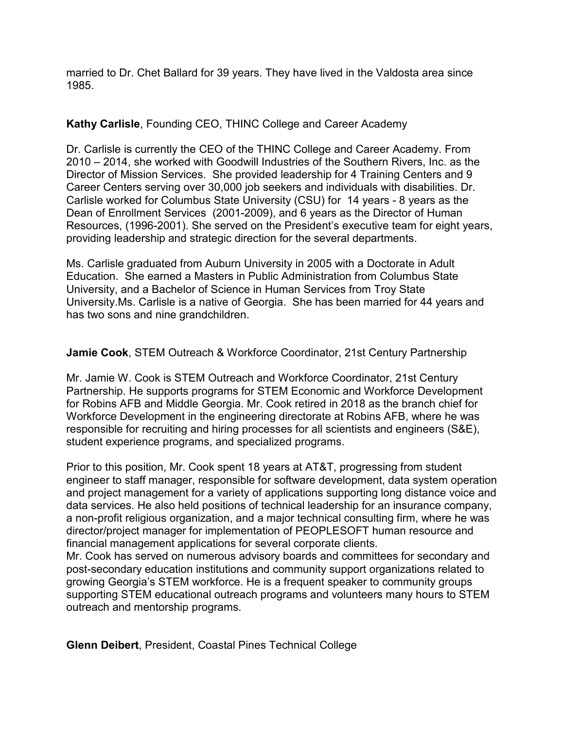married to Dr. Chet Ballard for 39 years. They have lived in the Valdosta area since 1985.

**Kathy Carlisle**, Founding CEO, THINC College and Career Academy

Dr. Carlisle is currently the CEO of the THINC College and Career Academy. From 2010 – 2014, she worked with Goodwill Industries of the Southern Rivers, Inc. as the Director of Mission Services. She provided leadership for 4 Training Centers and 9 Career Centers serving over 30,000 job seekers and individuals with disabilities. Dr. Carlisle worked for Columbus State University (CSU) for 14 years - 8 years as the Dean of Enrollment Services (2001-2009), and 6 years as the Director of Human Resources, (1996-2001). She served on the President's executive team for eight years, providing leadership and strategic direction for the several departments.

Ms. Carlisle graduated from Auburn University in 2005 with a Doctorate in Adult Education. She earned a Masters in Public Administration from Columbus State University, and a Bachelor of Science in Human Services from Troy State University.Ms. Carlisle is a native of Georgia. She has been married for 44 years and has two sons and nine grandchildren.

**Jamie Cook**, STEM Outreach & Workforce Coordinator, 21st Century Partnership

Mr. Jamie W. Cook is STEM Outreach and Workforce Coordinator, 21st Century Partnership. He supports programs for STEM Economic and Workforce Development for Robins AFB and Middle Georgia. Mr. Cook retired in 2018 as the branch chief for Workforce Development in the engineering directorate at Robins AFB, where he was responsible for recruiting and hiring processes for all scientists and engineers (S&E), student experience programs, and specialized programs.

Prior to this position, Mr. Cook spent 18 years at AT&T, progressing from student engineer to staff manager, responsible for software development, data system operation and project management for a variety of applications supporting long distance voice and data services. He also held positions of technical leadership for an insurance company, a non-profit religious organization, and a major technical consulting firm, where he was director/project manager for implementation of PEOPLESOFT human resource and financial management applications for several corporate clients.
Mr. Cook has served on numerous advisory boards and committees for secondary and post-secondary education institutions and community support organizations related to growing Georgia's STEM workforce. He is a frequent speaker to community groups supporting STEM educational outreach programs and volunteers many hours to STEM outreach and mentorship programs.

**Glenn Deibert**, President, Coastal Pines Technical College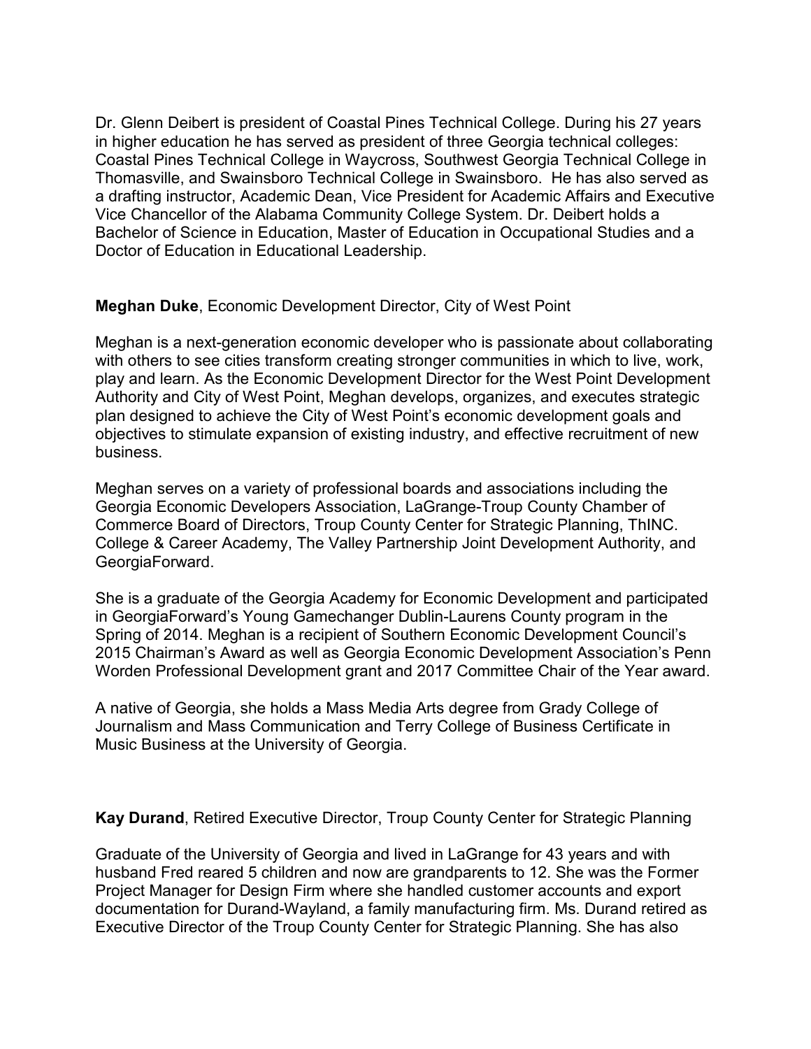Dr. Glenn Deibert is president of Coastal Pines Technical College. During his 27 years in higher education he has served as president of three Georgia technical colleges: Coastal Pines Technical College in Waycross, Southwest Georgia Technical College in Thomasville, and Swainsboro Technical College in Swainsboro. He has also served as a drafting instructor, Academic Dean, Vice President for Academic Affairs and Executive Vice Chancellor of the Alabama Community College System. Dr. Deibert holds a Bachelor of Science in Education, Master of Education in Occupational Studies and a Doctor of Education in Educational Leadership.

**Meghan Duke**, Economic Development Director, City of West Point

Meghan is a next-generation economic developer who is passionate about collaborating with others to see cities transform creating stronger communities in which to live, work, play and learn. As the Economic Development Director for the West Point Development Authority and City of West Point, Meghan develops, organizes, and executes strategic plan designed to achieve the City of West Point's economic development goals and objectives to stimulate expansion of existing industry, and effective recruitment of new business.

Meghan serves on a variety of professional boards and associations including the Georgia Economic Developers Association, LaGrange-Troup County Chamber of Commerce Board of Directors, Troup County Center for Strategic Planning, ThINC. College & Career Academy, The Valley Partnership Joint Development Authority, and GeorgiaForward.

She is a graduate of the Georgia Academy for Economic Development and participated in GeorgiaForward's Young Gamechanger Dublin-Laurens County program in the Spring of 2014. Meghan is a recipient of Southern Economic Development Council's 2015 Chairman's Award as well as Georgia Economic Development Association's Penn Worden Professional Development grant and 2017 Committee Chair of the Year award.

A native of Georgia, she holds a Mass Media Arts degree from Grady College of Journalism and Mass Communication and Terry College of Business Certificate in Music Business at the University of Georgia.

**Kay Durand**, Retired Executive Director, Troup County Center for Strategic Planning

Graduate of the University of Georgia and lived in LaGrange for 43 years and with husband Fred reared 5 children and now are grandparents to 12. She was the Former Project Manager for Design Firm where she handled customer accounts and export documentation for Durand-Wayland, a family manufacturing firm. Ms. Durand retired as Executive Director of the Troup County Center for Strategic Planning. She has also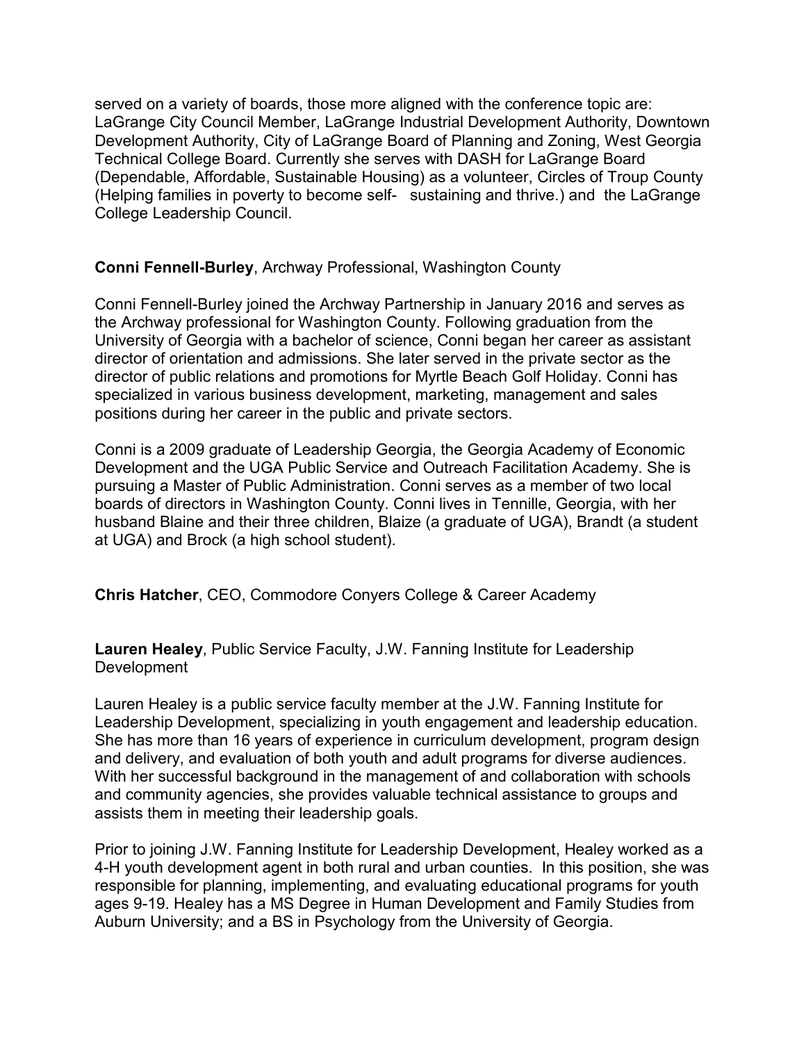served on a variety of boards, those more aligned with the conference topic are: LaGrange City Council Member, LaGrange Industrial Development Authority, Downtown Development Authority, City of LaGrange Board of Planning and Zoning, West Georgia Technical College Board. Currently she serves with DASH for LaGrange Board (Dependable, Affordable, Sustainable Housing) as a volunteer, Circles of Troup County (Helping families in poverty to become self- sustaining and thrive.) and the LaGrange College Leadership Council.

**Conni Fennell-Burley**, Archway Professional, Washington County

Conni Fennell-Burley joined the Archway Partnership in January 2016 and serves as the Archway professional for Washington County. Following graduation from the University of Georgia with a bachelor of science, Conni began her career as assistant director of orientation and admissions. She later served in the private sector as the director of public relations and promotions for Myrtle Beach Golf Holiday. Conni has specialized in various business development, marketing, management and sales positions during her career in the public and private sectors.

Conni is a 2009 graduate of Leadership Georgia, the Georgia Academy of Economic Development and the UGA Public Service and Outreach Facilitation Academy. She is pursuing a Master of Public Administration. Conni serves as a member of two local boards of directors in Washington County. Conni lives in Tennille, Georgia, with her husband Blaine and their three children, Blaize (a graduate of UGA), Brandt (a student at UGA) and Brock (a high school student).

**Chris Hatcher**, CEO, Commodore Conyers College & Career Academy

**Lauren Healey**, Public Service Faculty, J.W. Fanning Institute for Leadership Development

Lauren Healey is a public service faculty member at the J.W. Fanning Institute for Leadership Development, specializing in youth engagement and leadership education. She has more than 16 years of experience in curriculum development, program design and delivery, and evaluation of both youth and adult programs for diverse audiences. With her successful background in the management of and collaboration with schools and community agencies, she provides valuable technical assistance to groups and assists them in meeting their leadership goals.

Prior to joining J.W. Fanning Institute for Leadership Development, Healey worked as a 4-H youth development agent in both rural and urban counties. In this position, she was responsible for planning, implementing, and evaluating educational programs for youth ages 9-19. Healey has a MS Degree in Human Development and Family Studies from Auburn University; and a BS in Psychology from the University of Georgia.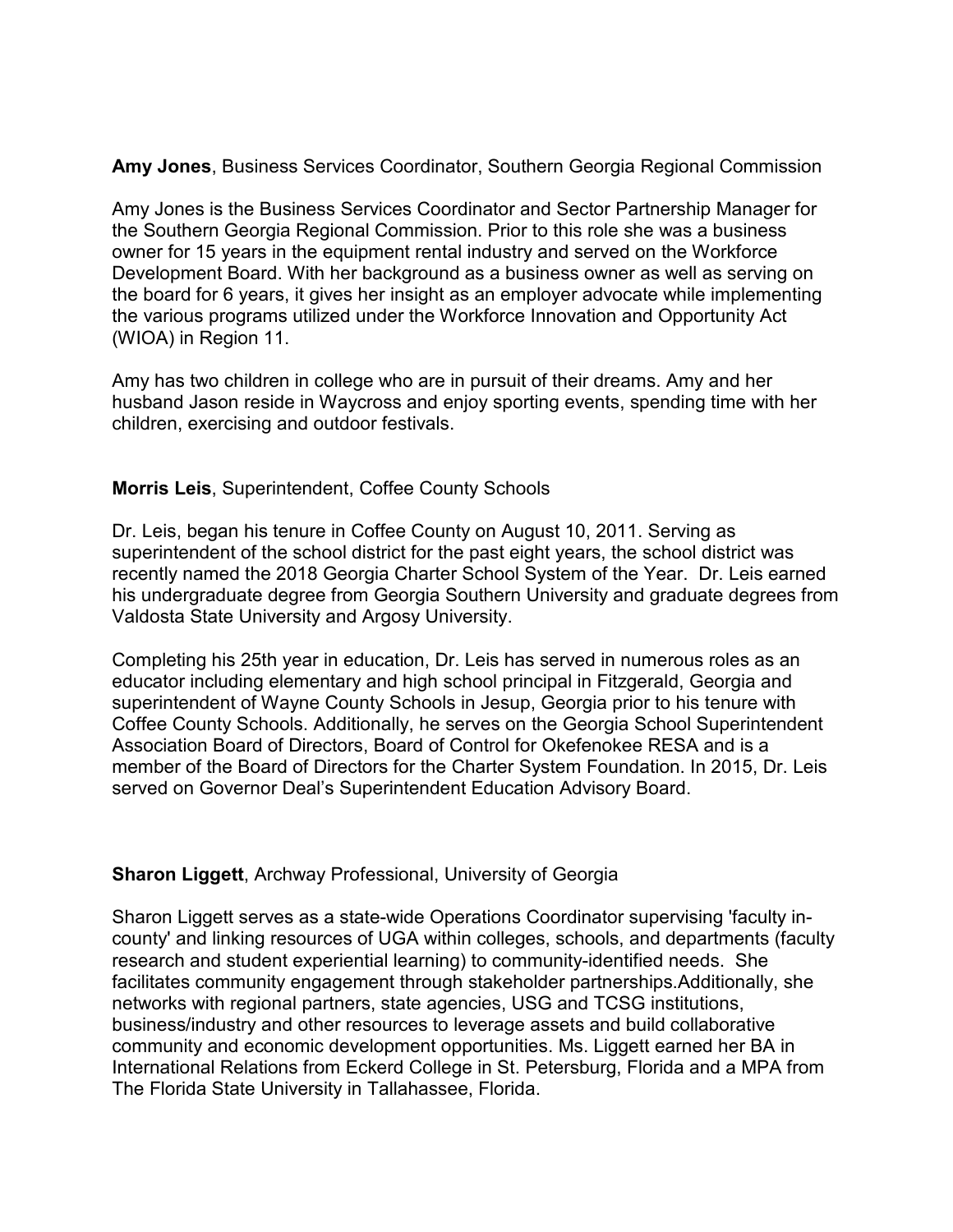**Amy Jones**, Business Services Coordinator, Southern Georgia Regional Commission

Amy Jones is the Business Services Coordinator and Sector Partnership Manager for the Southern Georgia Regional Commission. Prior to this role she was a business owner for 15 years in the equipment rental industry and served on the Workforce Development Board. With her background as a business owner as well as serving on the board for 6 years, it gives her insight as an employer advocate while implementing the various programs utilized under the Workforce Innovation and Opportunity Act (WIOA) in Region 11.

Amy has two children in college who are in pursuit of their dreams. Amy and her husband Jason reside in Waycross and enjoy sporting events, spending time with her children, exercising and outdoor festivals.

**Morris Leis**, Superintendent, Coffee County Schools

Dr. Leis, began his tenure in Coffee County on August 10, 2011. Serving as superintendent of the school district for the past eight years, the school district was recently named the 2018 Georgia Charter School System of the Year. Dr. Leis earned his undergraduate degree from Georgia Southern University and graduate degrees from Valdosta State University and Argosy University.

Completing his 25th year in education, Dr. Leis has served in numerous roles as an educator including elementary and high school principal in Fitzgerald, Georgia and superintendent of Wayne County Schools in Jesup, Georgia prior to his tenure with Coffee County Schools. Additionally, he serves on the Georgia School Superintendent Association Board of Directors, Board of Control for Okefenokee RESA and is a member of the Board of Directors for the Charter System Foundation. In 2015, Dr. Leis served on Governor Deal's Superintendent Education Advisory Board.

**Sharon Liggett**, Archway Professional, University of Georgia

Sharon Liggett serves as a state-wide Operations Coordinator supervising 'faculty in-county' and linking resources of UGA within colleges, schools, and departments (faculty research and student experiential learning) to community-identified needs. She facilitates community engagement through stakeholder partnerships.Additionally, she networks with regional partners, state agencies, USG and TCSG institutions, business/industry and other resources to leverage assets and build collaborative community and economic development opportunities. Ms. Liggett earned her BA in International Relations from Eckerd College in St. Petersburg, Florida and a MPA from The Florida State University in Tallahassee, Florida.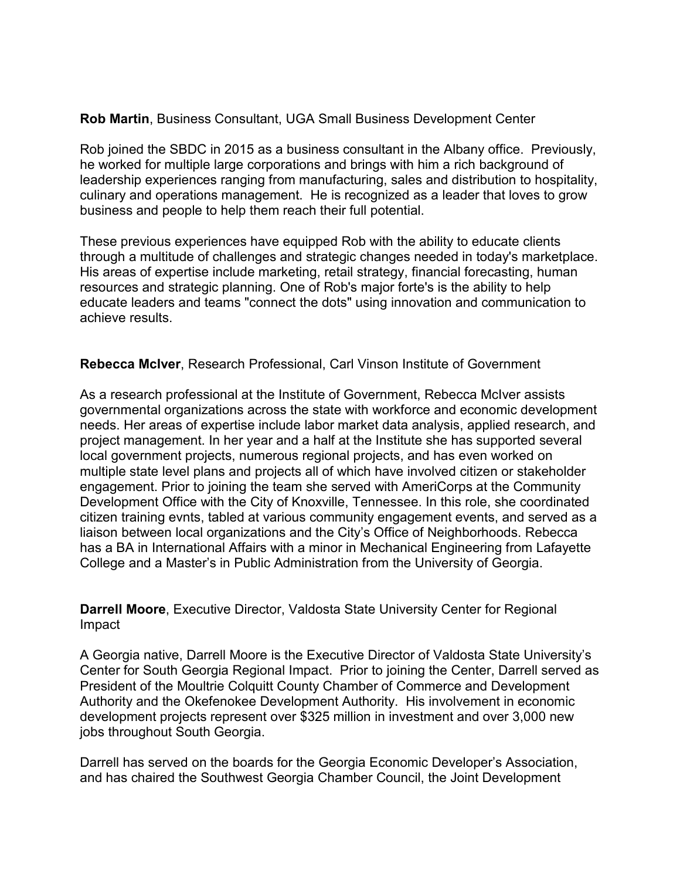**Rob Martin**, Business Consultant, UGA Small Business Development Center

Rob joined the SBDC in 2015 as a business consultant in the Albany office. Previously, he worked for multiple large corporations and brings with him a rich background of leadership experiences ranging from manufacturing, sales and distribution to hospitality, culinary and operations management. He is recognized as a leader that loves to grow business and people to help them reach their full potential.

These previous experiences have equipped Rob with the ability to educate clients through a multitude of challenges and strategic changes needed in today's marketplace. His areas of expertise include marketing, retail strategy, financial forecasting, human resources and strategic planning. One of Rob's major forte's is the ability to help educate leaders and teams "connect the dots" using innovation and communication to achieve results.

**Rebecca McIver**, Research Professional, Carl Vinson Institute of Government

As a research professional at the Institute of Government, Rebecca McIver assists governmental organizations across the state with workforce and economic development needs. Her areas of expertise include labor market data analysis, applied research, and project management. In her year and a half at the Institute she has supported several local government projects, numerous regional projects, and has even worked on multiple state level plans and projects all of which have involved citizen or stakeholder engagement. Prior to joining the team she served with AmeriCorps at the Community Development Office with the City of Knoxville, Tennessee. In this role, she coordinated citizen training evnts, tabled at various community engagement events, and served as a liaison between local organizations and the City's Office of Neighborhoods. Rebecca has a BA in International Affairs with a minor in Mechanical Engineering from Lafayette College and a Master's in Public Administration from the University of Georgia.

**Darrell Moore**, Executive Director, Valdosta State University Center for Regional Impact

A Georgia native, Darrell Moore is the Executive Director of Valdosta State University's Center for South Georgia Regional Impact. Prior to joining the Center, Darrell served as President of the Moultrie Colquitt County Chamber of Commerce and Development Authority and the Okefenokee Development Authority. His involvement in economic development projects represent over $325 million in investment and over 3,000 new jobs throughout South Georgia.

Darrell has served on the boards for the Georgia Economic Developer's Association, and has chaired the Southwest Georgia Chamber Council, the Joint Development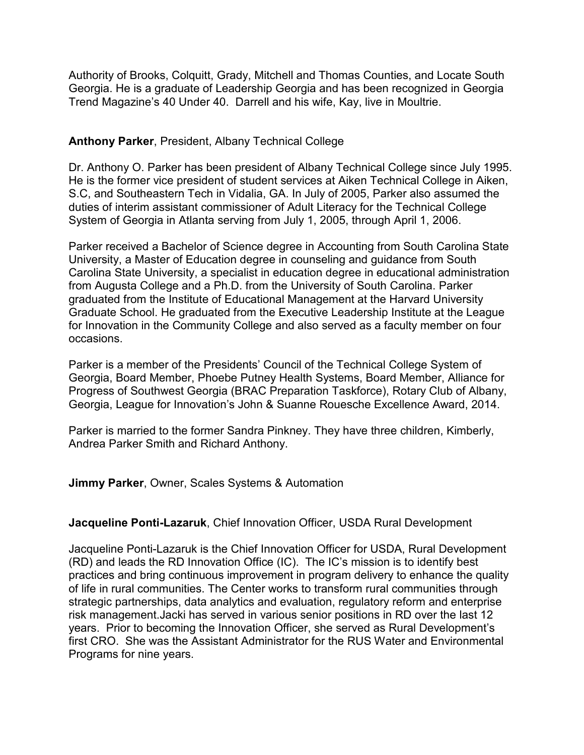Authority of Brooks, Colquitt, Grady, Mitchell and Thomas Counties, and Locate South Georgia. He is a graduate of Leadership Georgia and has been recognized in Georgia Trend Magazine's 40 Under 40. Darrell and his wife, Kay, live in Moultrie.

**Anthony Parker**, President, Albany Technical College

Dr. Anthony O. Parker has been president of Albany Technical College since July 1995. He is the former vice president of student services at Aiken Technical College in Aiken, S.C, and Southeastern Tech in Vidalia, GA. In July of 2005, Parker also assumed the duties of interim assistant commissioner of Adult Literacy for the Technical College System of Georgia in Atlanta serving from July 1, 2005, through April 1, 2006.

Parker received a Bachelor of Science degree in Accounting from South Carolina State University, a Master of Education degree in counseling and guidance from South Carolina State University, a specialist in education degree in educational administration from Augusta College and a Ph.D. from the University of South Carolina. Parker graduated from the Institute of Educational Management at the Harvard University Graduate School. He graduated from the Executive Leadership Institute at the League for Innovation in the Community College and also served as a faculty member on four occasions.

Parker is a member of the Presidents' Council of the Technical College System of Georgia, Board Member, Phoebe Putney Health Systems, Board Member, Alliance for Progress of Southwest Georgia (BRAC Preparation Taskforce), Rotary Club of Albany, Georgia, League for Innovation's John & Suanne Rouesche Excellence Award, 2014.

Parker is married to the former Sandra Pinkney. They have three children, Kimberly, Andrea Parker Smith and Richard Anthony.

**Jimmy Parker**, Owner, Scales Systems & Automation

**Jacqueline Ponti-Lazaruk**, Chief Innovation Officer, USDA Rural Development

Jacqueline Ponti-Lazaruk is the Chief Innovation Officer for USDA, Rural Development (RD) and leads the RD Innovation Office (IC). The IC's mission is to identify best practices and bring continuous improvement in program delivery to enhance the quality of life in rural communities. The Center works to transform rural communities through strategic partnerships, data analytics and evaluation, regulatory reform and enterprise risk management.Jacki has served in various senior positions in RD over the last 12 years. Prior to becoming the Innovation Officer, she served as Rural Development's first CRO. She was the Assistant Administrator for the RUS Water and Environmental Programs for nine years.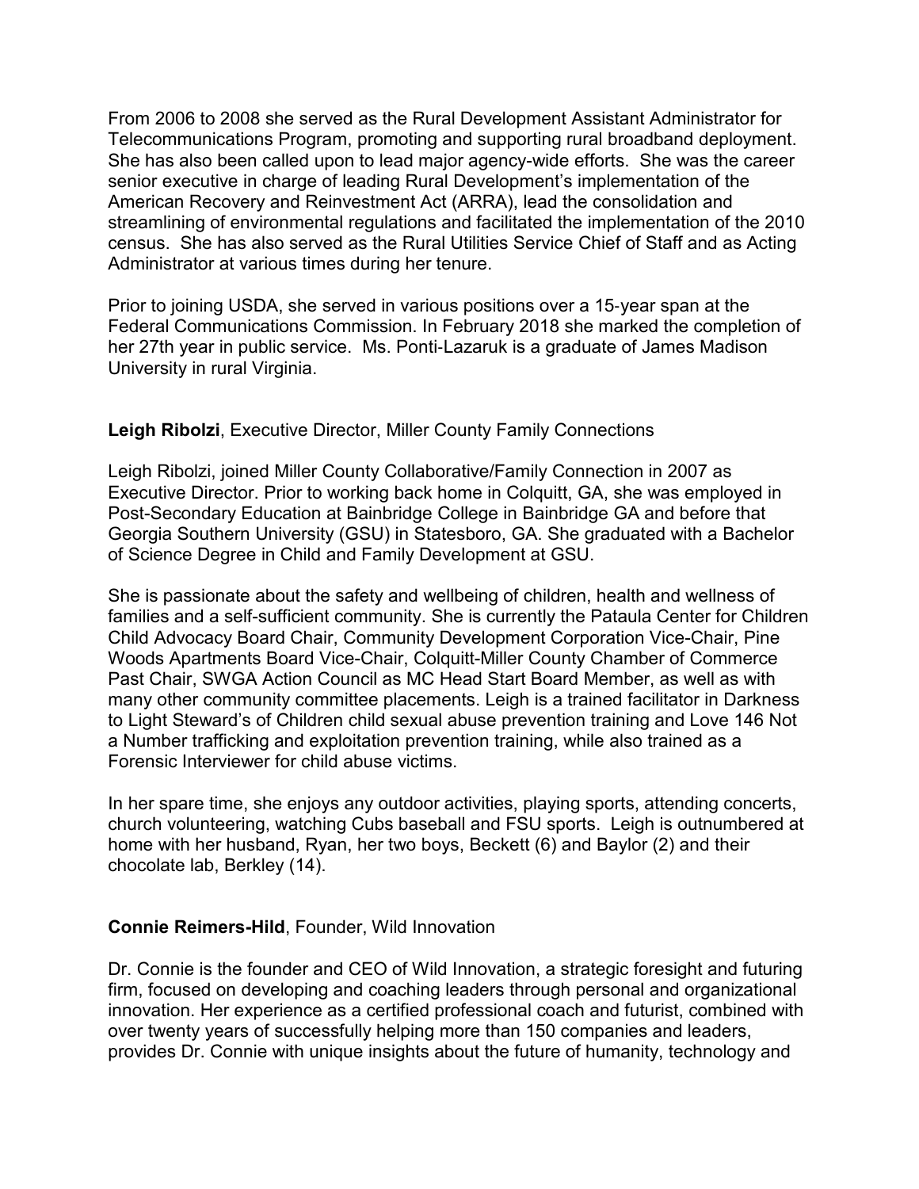From 2006 to 2008 she served as the Rural Development Assistant Administrator for Telecommunications Program, promoting and supporting rural broadband deployment. She has also been called upon to lead major agency-wide efforts. She was the career senior executive in charge of leading Rural Development's implementation of the American Recovery and Reinvestment Act (ARRA), lead the consolidation and streamlining of environmental regulations and facilitated the implementation of the 2010 census. She has also served as the Rural Utilities Service Chief of Staff and as Acting Administrator at various times during her tenure.

Prior to joining USDA, she served in various positions over a 15-year span at the Federal Communications Commission. In February 2018 she marked the completion of her 27th year in public service. Ms. Ponti-Lazaruk is a graduate of James Madison University in rural Virginia.

**Leigh Ribolzi**, Executive Director, Miller County Family Connections

Leigh Ribolzi, joined Miller County Collaborative/Family Connection in 2007 as Executive Director. Prior to working back home in Colquitt, GA, she was employed in Post-Secondary Education at Bainbridge College in Bainbridge GA and before that Georgia Southern University (GSU) in Statesboro, GA. She graduated with a Bachelor of Science Degree in Child and Family Development at GSU.

She is passionate about the safety and wellbeing of children, health and wellness of families and a self-sufficient community. She is currently the Pataula Center for Children Child Advocacy Board Chair, Community Development Corporation Vice-Chair, Pine Woods Apartments Board Vice-Chair, Colquitt-Miller County Chamber of Commerce Past Chair, SWGA Action Council as MC Head Start Board Member, as well as with many other community committee placements. Leigh is a trained facilitator in Darkness to Light Steward's of Children child sexual abuse prevention training and Love 146 Not a Number trafficking and exploitation prevention training, while also trained as a Forensic Interviewer for child abuse victims.

In her spare time, she enjoys any outdoor activities, playing sports, attending concerts, church volunteering, watching Cubs baseball and FSU sports. Leigh is outnumbered at home with her husband, Ryan, her two boys, Beckett (6) and Baylor (2) and their chocolate lab, Berkley (14).

**Connie Reimers-Hild**, Founder, Wild Innovation

Dr. Connie is the founder and CEO of Wild Innovation, a strategic foresight and futuring firm, focused on developing and coaching leaders through personal and organizational innovation. Her experience as a certified professional coach and futurist, combined with over twenty years of successfully helping more than 150 companies and leaders, provides Dr. Connie with unique insights about the future of humanity, technology and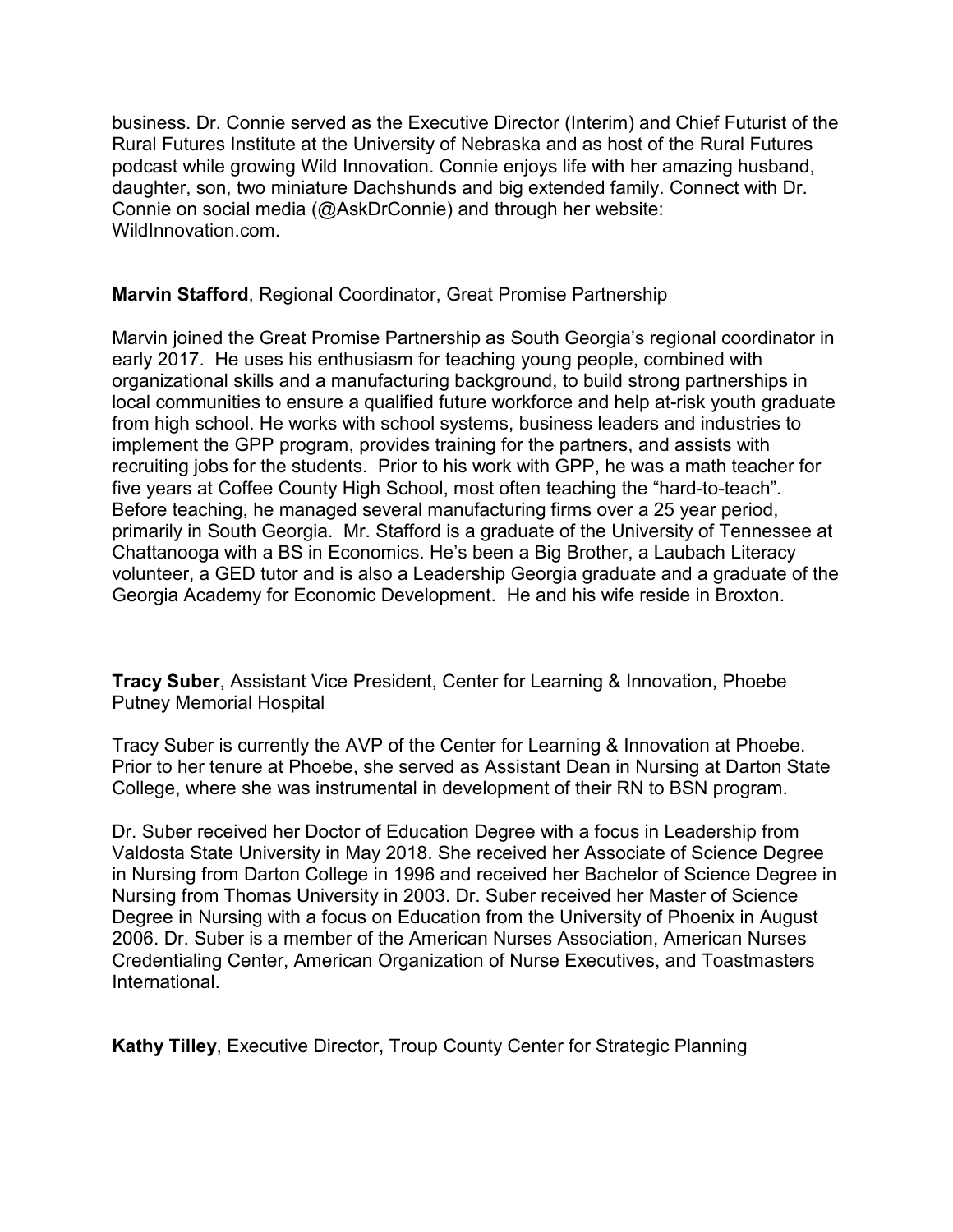business. Dr. Connie served as the Executive Director (Interim) and Chief Futurist of the Rural Futures Institute at the University of Nebraska and as host of the Rural Futures podcast while growing Wild Innovation. Connie enjoys life with her amazing husband, daughter, son, two miniature Dachshunds and big extended family. Connect with Dr. Connie on social media (@AskDrConnie) and through her website: WildInnovation.com.

**Marvin Stafford**, Regional Coordinator, Great Promise Partnership

Marvin joined the Great Promise Partnership as South Georgia's regional coordinator in early 2017. He uses his enthusiasm for teaching young people, combined with organizational skills and a manufacturing background, to build strong partnerships in local communities to ensure a qualified future workforce and help at-risk youth graduate from high school. He works with school systems, business leaders and industries to implement the GPP program, provides training for the partners, and assists with recruiting jobs for the students. Prior to his work with GPP, he was a math teacher for five years at Coffee County High School, most often teaching the "hard-to-teach". Before teaching, he managed several manufacturing firms over a 25 year period, primarily in South Georgia. Mr. Stafford is a graduate of the University of Tennessee at Chattanooga with a BS in Economics. He's been a Big Brother, a Laubach Literacy volunteer, a GED tutor and is also a Leadership Georgia graduate and a graduate of the Georgia Academy for Economic Development. He and his wife reside in Broxton.

**Tracy Suber**, Assistant Vice President, Center for Learning & Innovation, Phoebe Putney Memorial Hospital

Tracy Suber is currently the AVP of the Center for Learning & Innovation at Phoebe. Prior to her tenure at Phoebe, she served as Assistant Dean in Nursing at Darton State College, where she was instrumental in development of their RN to BSN program.

Dr. Suber received her Doctor of Education Degree with a focus in Leadership from Valdosta State University in May 2018. She received her Associate of Science Degree in Nursing from Darton College in 1996 and received her Bachelor of Science Degree in Nursing from Thomas University in 2003. Dr. Suber received her Master of Science Degree in Nursing with a focus on Education from the University of Phoenix in August 2006. Dr. Suber is a member of the American Nurses Association, American Nurses Credentialing Center, American Organization of Nurse Executives, and Toastmasters International.

**Kathy Tilley**, Executive Director, Troup County Center for Strategic Planning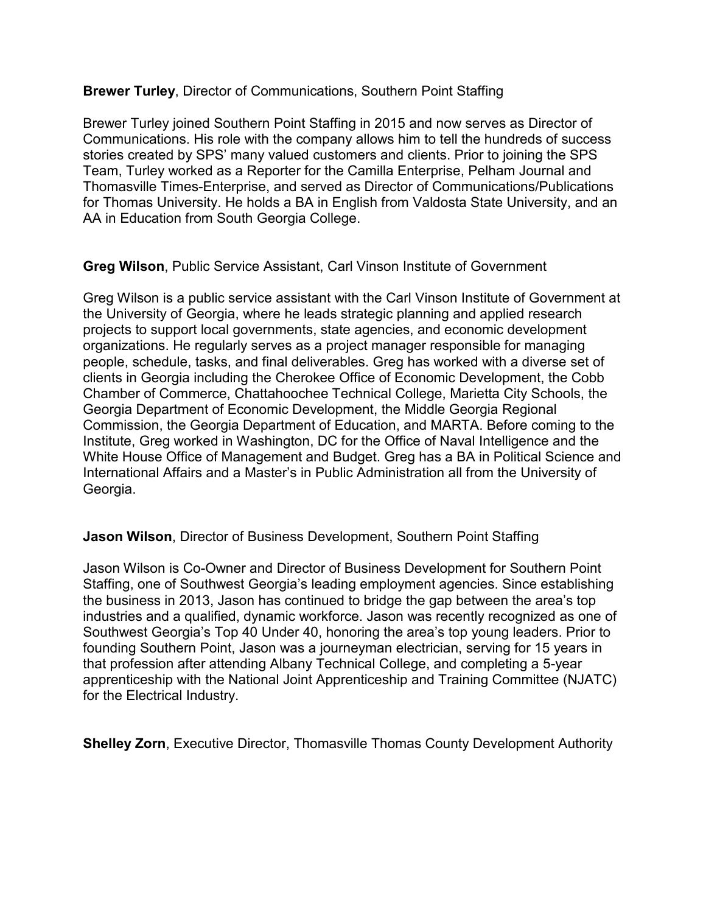**Brewer Turley**, Director of Communications, Southern Point Staffing

Brewer Turley joined Southern Point Staffing in 2015 and now serves as Director of Communications. His role with the company allows him to tell the hundreds of success stories created by SPS' many valued customers and clients. Prior to joining the SPS Team, Turley worked as a Reporter for the Camilla Enterprise, Pelham Journal and Thomasville Times-Enterprise, and served as Director of Communications/Publications for Thomas University. He holds a BA in English from Valdosta State University, and an AA in Education from South Georgia College.

**Greg Wilson**, Public Service Assistant, Carl Vinson Institute of Government

Greg Wilson is a public service assistant with the Carl Vinson Institute of Government at the University of Georgia, where he leads strategic planning and applied research projects to support local governments, state agencies, and economic development organizations. He regularly serves as a project manager responsible for managing people, schedule, tasks, and final deliverables. Greg has worked with a diverse set of clients in Georgia including the Cherokee Office of Economic Development, the Cobb Chamber of Commerce, Chattahoochee Technical College, Marietta City Schools, the Georgia Department of Economic Development, the Middle Georgia Regional Commission, the Georgia Department of Education, and MARTA. Before coming to the Institute, Greg worked in Washington, DC for the Office of Naval Intelligence and the White House Office of Management and Budget. Greg has a BA in Political Science and International Affairs and a Master's in Public Administration all from the University of Georgia.

**Jason Wilson**, Director of Business Development, Southern Point Staffing

Jason Wilson is Co-Owner and Director of Business Development for Southern Point Staffing, one of Southwest Georgia's leading employment agencies. Since establishing the business in 2013, Jason has continued to bridge the gap between the area's top industries and a qualified, dynamic workforce. Jason was recently recognized as one of Southwest Georgia's Top 40 Under 40, honoring the area's top young leaders. Prior to founding Southern Point, Jason was a journeyman electrician, serving for 15 years in that profession after attending Albany Technical College, and completing a 5-year apprenticeship with the National Joint Apprenticeship and Training Committee (NJATC) for the Electrical Industry.

**Shelley Zorn**, Executive Director, Thomasville Thomas County Development Authority